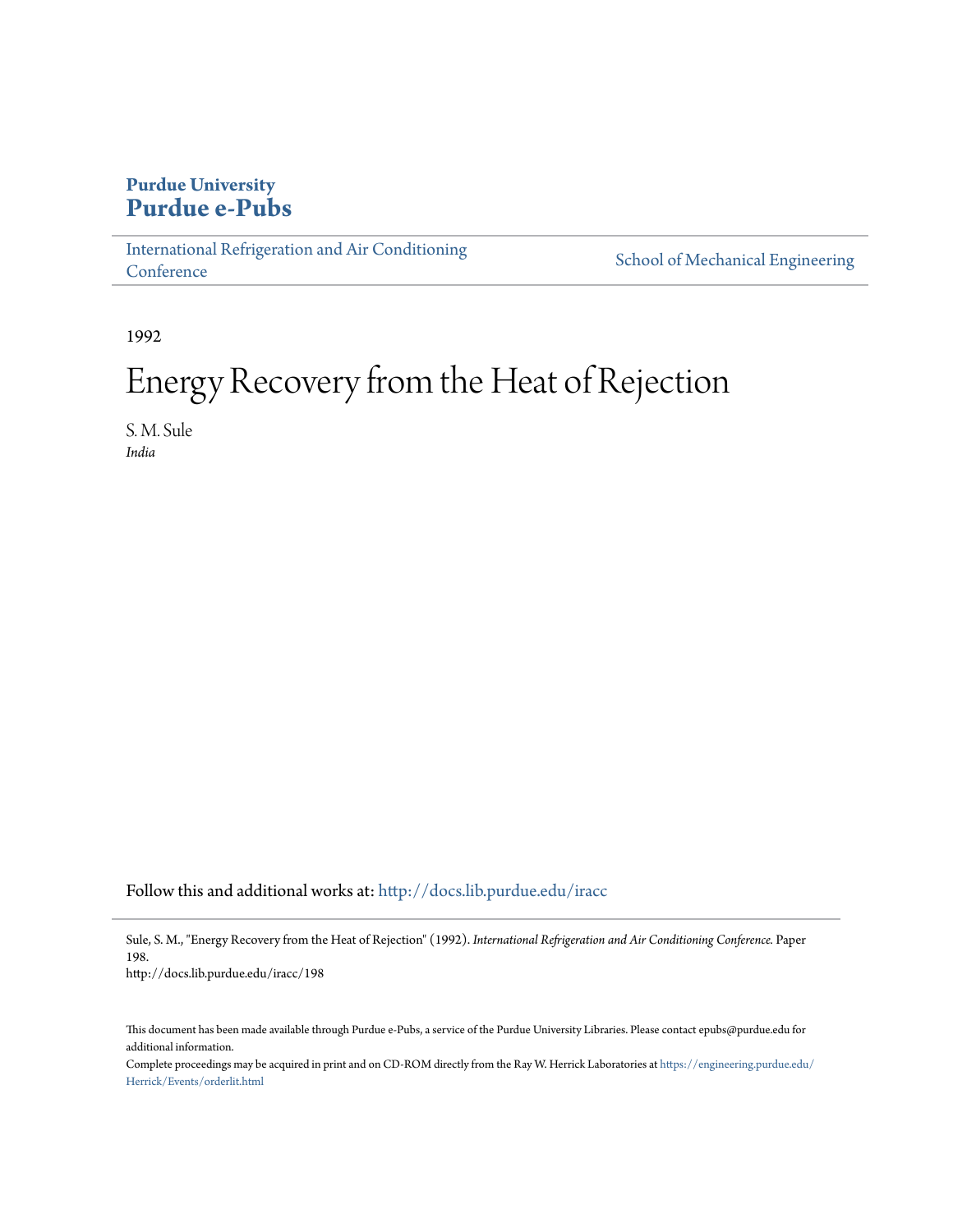**Purdue University**
**Purdue e-Pubs**

International Refrigeration and Air Conditioning Conference | School of Mechanical Engineering

1992

# Energy Recovery from the Heat of Rejection

S. M. Sule
*India*

Follow this and additional works at: http://docs.lib.purdue.edu/iracc

Sule, S. M., "Energy Recovery from the Heat of Rejection" (1992). *International Refrigeration and Air Conditioning Conference.* Paper 198.
http://docs.lib.purdue.edu/iracc/198

This document has been made available through Purdue e-Pubs, a service of the Purdue University Libraries. Please contact epubs@purdue.edu for additional information.
Complete proceedings may be acquired in print and on CD-ROM directly from the Ray W. Herrick Laboratories at https://engineering.purdue.edu/Herrick/Events/orderlit.html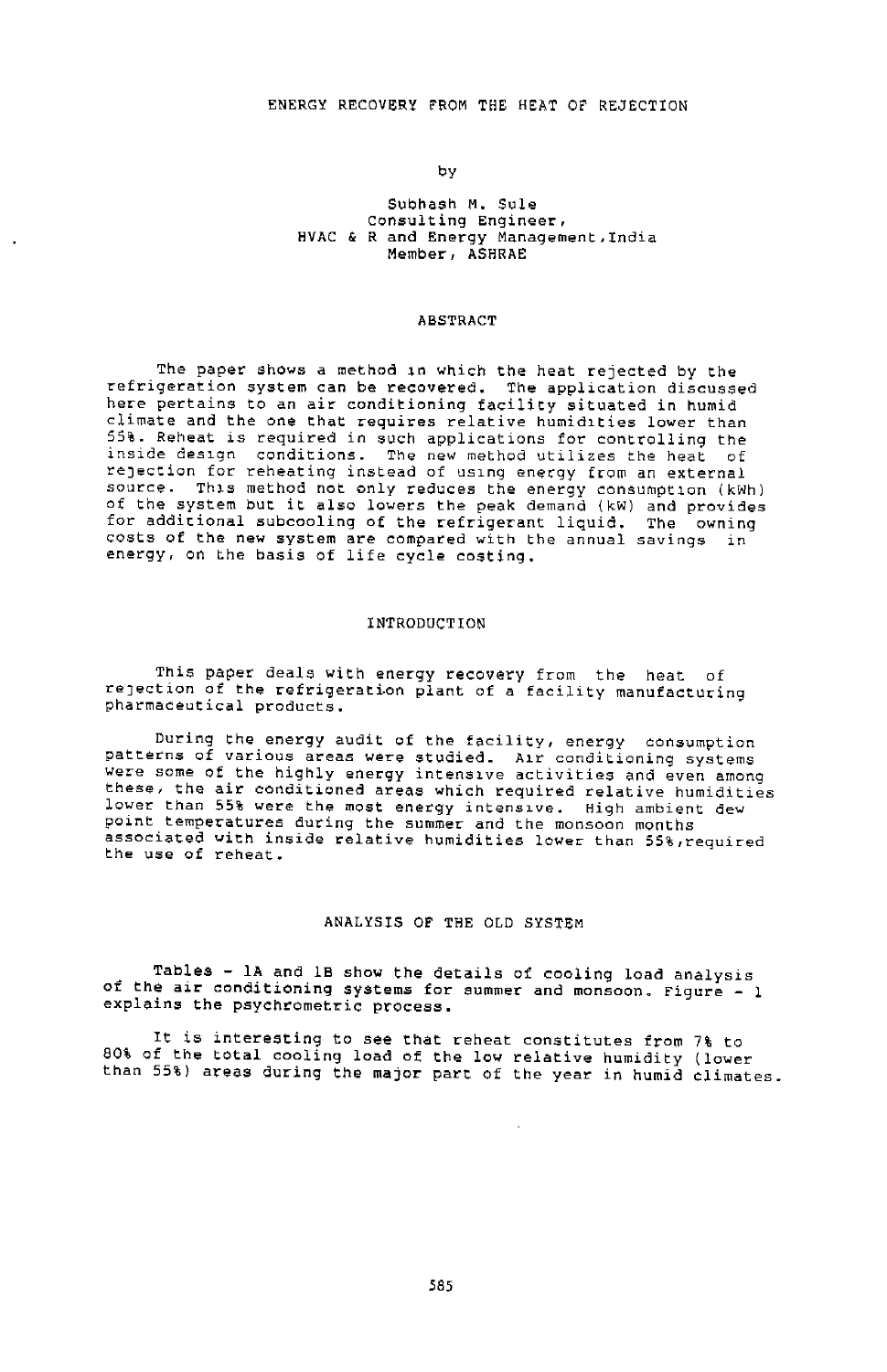# ENERGY RECOVERY FROM THE HEAT OF REJECTION

by

Subhash M. Sule
Consulting Engineer,
HVAC & R and Energy Management, India
Member, ASHRAE

## ABSTRACT

The paper shows a method in which the heat rejected by the refrigeration system can be recovered. The application discussed here pertains to an air conditioning facility situated in humid climate and the one that requires relative humidities lower than 55%. Reheat is required in such applications for controlling the inside design conditions. The new method utilizes the heat of rejection for reheating instead of using energy from an external source. This method not only reduces the energy consumption (kWh) of the system but it also lowers the peak demand (kW) and provides for additional subcooling of the refrigerant liquid. The owning costs of the new system are compared with the annual savings in energy, on the basis of life cycle costing.

## INTRODUCTION

This paper deals with energy recovery from the heat of rejection of the refrigeration plant of a facility manufacturing pharmaceutical products.

During the energy audit of the facility, energy consumption patterns of various areas were studied. Air conditioning systems were some of the highly energy intensive activities and even among these, the air conditioned areas which required relative humidities lower than 55% were the most energy intensive. High ambient dew point temperatures during the summer and the monsoon months associated with inside relative humidities lower than 55%, required the use of reheat.

## ANALYSIS OF THE OLD SYSTEM

Tables - 1A and 1B show the details of cooling load analysis of the air conditioning systems for summer and monsoon. Figure - 1 explains the psychrometric process.

It is interesting to see that reheat constitutes from 7% to 80% of the total cooling load of the low relative humidity (lower than 55%) areas during the major part of the year in humid climates.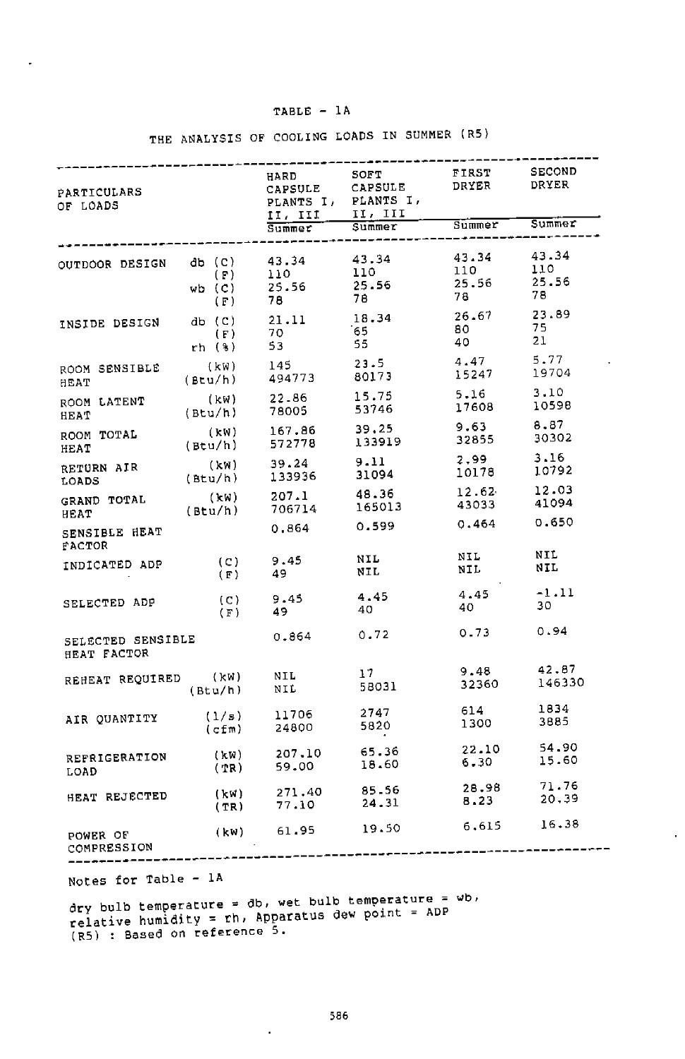TABLE – 1A

THE ANALYSIS OF COOLING LOADS IN SUMMER (R5)

| PARTICULARS OF LOADS | | HARD CAPSULE PLANTS I, II, III | SOFT CAPSULE PLANTS I, II, III | FIRST DRYER | SECOND DRYER |
|---|---|---|---|---|---|
| | | Summer | Summer | Summer | Summer |
| OUTDOOR DESIGN | db (C) | 43.34 | 43.34 | 43.34 | 43.34 |
| | (F) | 110 | 110 | 110 | 110 |
| | wb (C) | 25.56 | 25.56 | 25.56 | 25.56 |
| | (F) | 78 | 78 | 78 | 78 |
| INSIDE DESIGN | db (C) | 21.11 | 18.34 | 26.67 | 23.89 |
| | (F) | 70 | 65 | 80 | 75 |
| | rh (%) | 53 | 55 | 40 | 21 |
| ROOM SENSIBLE HEAT | (kW) | 145 | 23.5 | 4.47 | 5.77 |
| | (Btu/h) | 494773 | 80173 | 15247 | 19704 |
| ROOM LATENT HEAT | (kW) | 22.86 | 15.75 | 5.16 | 3.10 |
| | (Btu/h) | 78005 | 53746 | 17608 | 10598 |
| ROOM TOTAL HEAT | (kW) | 167.86 | 39.25 | 9.63 | 8.87 |
| | (Btu/h) | 572778 | 133919 | 32855 | 30302 |
| RETURN AIR LOADS | (kW) | 39.24 | 9.11 | 2.99 | 3.16 |
| | (Btu/h) | 133936 | 31094 | 10178 | 10792 |
| GRAND TOTAL HEAT | (kW) | 207.1 | 48.36 | 12.62 | 12.03 |
| | (Btu/h) | 706714 | 165013 | 43033 | 41094 |
| SENSIBLE HEAT FACTOR | | 0.864 | 0.599 | 0.464 | 0.650 |
| INDICATED ADP | (C) | 9.45 | NIL | NIL | NIL |
| | (F) | 49 | NIL | NIL | NIL |
| SELECTED ADP | (C) | 9.45 | 4.45 | 4.45 | -1.11 |
| | (F) | 49 | 40 | 40 | 30 |
| SELECTED SENSIBLE HEAT FACTOR | | 0.864 | 0.72 | 0.73 | 0.94 |
| REHEAT REQUIRED | (kW) | NIL | 17 | 9.48 | 42.87 |
| | (Btu/h) | NIL | 58031 | 32360 | 146330 |
| AIR QUANTITY | (l/s) | 11706 | 2747 | 614 | 1834 |
| | (cfm) | 24800 | 5820 | 1300 | 3885 |
| REFRIGERATION LOAD | (kW) | 207.10 | 65.36 | 22.10 | 54.90 |
| | (TR) | 59.00 | 18.60 | 6.30 | 15.60 |
| HEAT REJECTED | (kW) | 271.40 | 85.56 | 28.98 | 71.76 |
| | (TR) | 77.10 | 24.31 | 8.23 | 20.39 |
| POWER OF COMPRESSION | (kW) | 61.95 | 19.50 | 6.615 | 16.38 |

Notes for Table – 1A

dry bulb temperature = db, wet bulb temperature = wb, relative humidity = rh, Apparatus dew point = ADP
(R5) : Based on reference 5.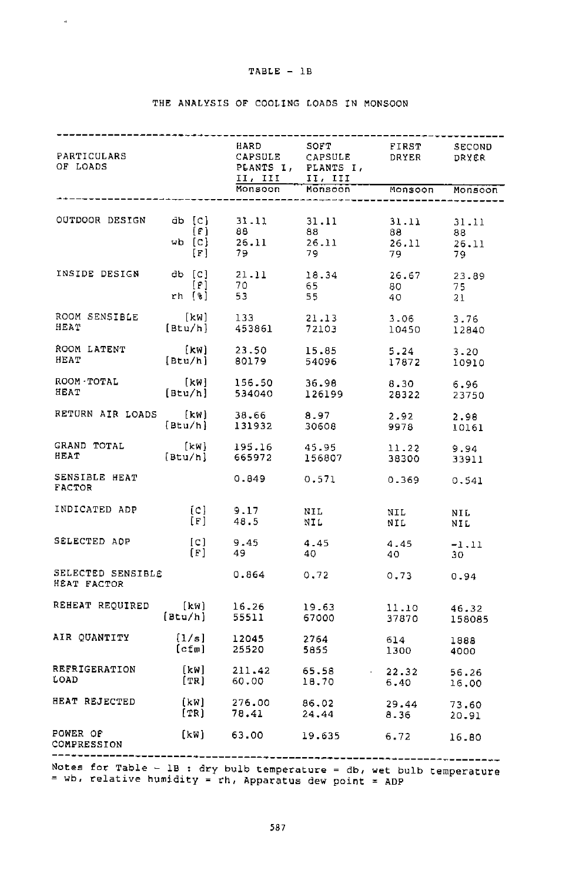TABLE - 1B

THE ANALYSIS OF COOLING LOADS IN MONSOON

| PARTICULARS OF LOADS | | HARD CAPSULE PLANTS I, II, III | SOFT CAPSULE PLANTS I, II, III | FIRST DRYER | SECOND DRYER |
|---|---|---|---|---|---|
| | | Monsoon | Monsoon | Monsoon | Monsoon |
| OUTDOOR DESIGN | db [C] | 31.11 | 31.11 | 31.11 | 31.11 |
| | [F] | 88 | 88 | 88 | 88 |
| | wb [C] | 26.11 | 26.11 | 26.11 | 26.11 |
| | [F] | 79 | 79 | 79 | 79 |
| INSIDE DESIGN | db [C] | 21.11 | 18.34 | 26.67 | 23.89 |
| | [F] | 70 | 65 | 80 | 75 |
| | rh [%] | 53 | 55 | 40 | 21 |
| ROOM SENSIBLE HEAT | [kW] | 133 | 21.13 | 3.06 | 3.76 |
| | [Btu/h] | 453861 | 72103 | 10450 | 12840 |
| ROOM LATENT HEAT | [kW] | 23.50 | 15.85 | 5.24 | 3.20 |
| | [Btu/h] | 80179 | 54096 | 17872 | 10910 |
| ROOM TOTAL HEAT | [kW] | 156.50 | 36.98 | 8.30 | 6.96 |
| | [Btu/h] | 534040 | 126199 | 28322 | 23750 |
| RETURN AIR LOADS | [kW] | 38.66 | 8.97 | 2.92 | 2.98 |
| | [Btu/h] | 131932 | 30608 | 9978 | 10161 |
| GRAND TOTAL HEAT | [kW] | 195.16 | 45.95 | 11.22 | 9.94 |
| | [Btu/h] | 665972 | 156807 | 38300 | 33911 |
| SENSIBLE HEAT FACTOR | | 0.849 | 0.571 | 0.369 | 0.541 |
| INDICATED ADP | [C] | 9.17 | NIL | NIL | NIL |
| | [F] | 48.5 | NIL | NIL | NIL |
| SELECTED ADP | [C] | 9.45 | 4.45 | 4.45 | -1.11 |
| | [F] | 49 | 40 | 40 | 30 |
| SELECTED SENSIBLE HEAT FACTOR | | 0.864 | 0.72 | 0.73 | 0.94 |
| REHEAT REQUIRED | [kW] | 16.26 | 19.63 | 11.10 | 46.32 |
| | [Btu/h] | 55511 | 67000 | 37870 | 158085 |
| AIR QUANTITY | [l/s] | 12045 | 2764 | 614 | 1888 |
| | [cfm] | 25520 | 5855 | 1300 | 4000 |
| REFRIGERATION LOAD | [kW] | 211.42 | 65.58 | 22.32 | 56.26 |
| | [TR] | 60.00 | 18.70 | 6.40 | 16.00 |
| HEAT REJECTED | [kW] | 276.00 | 86.02 | 29.44 | 73.60 |
| | [TR] | 78.41 | 24.44 | 8.36 | 20.91 |
| POWER OF COMPRESSION | [kW] | 63.00 | 19.635 | 6.72 | 16.80 |

Notes for Table - 1B : dry bulb temperature = db, wet bulb temperature = wb, relative humidity = rh, Apparatus dew point = ADP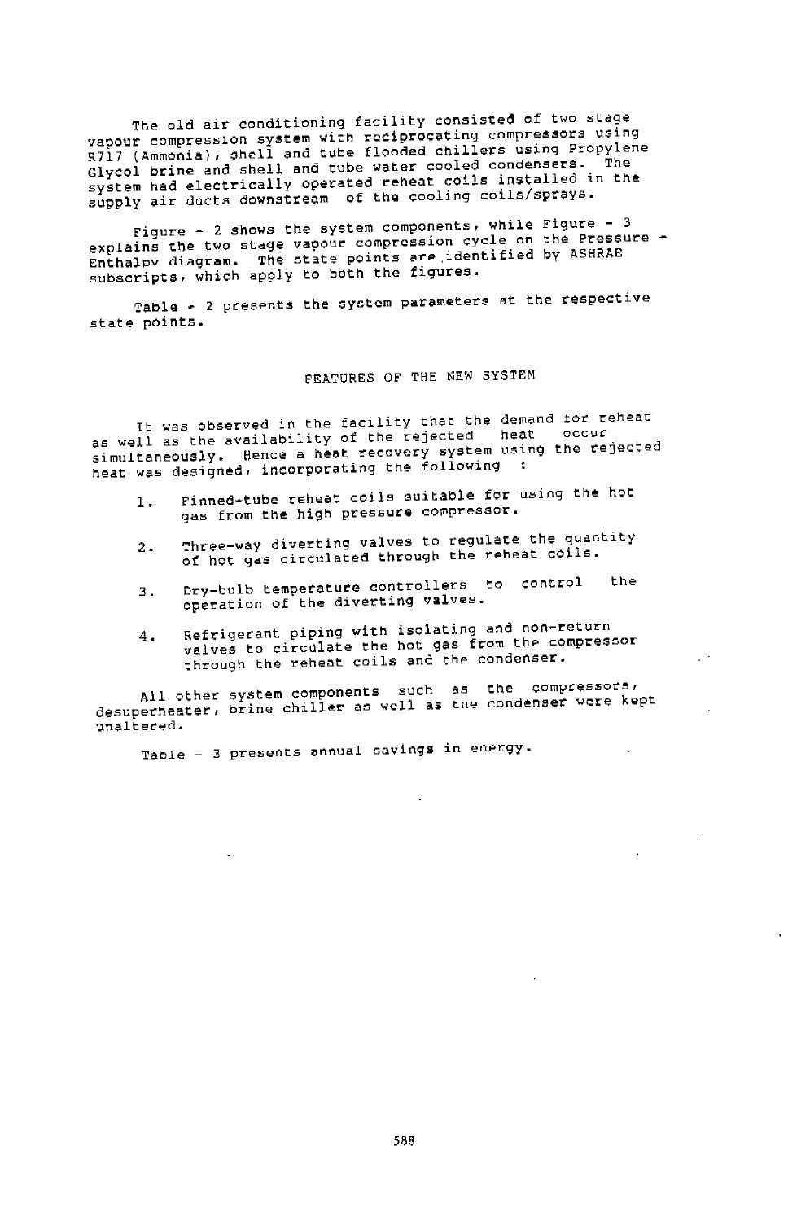The old air conditioning facility consisted of two stage vapour compression system with reciprocating compressors using R717 (Ammonia), shell and tube flooded chillers using Propylene Glycol brine and shell and tube water cooled condensers. The system had electrically operated reheat coils installed in the supply air ducts downstream of the cooling coils/sprays.

Figure - 2 shows the system components, while Figure - 3 explains the two stage vapour compression cycle on the Pressure - Enthalpy diagram. The state points are identified by ASHRAE subscripts, which apply to both the figures.

Table - 2 presents the system parameters at the respective state points.

## FEATURES OF THE NEW SYSTEM

It was observed in the facility that the demand for reheat as well as the availability of the rejected heat occur simultaneously. Hence a heat recovery system using the rejected heat was designed, incorporating the following :

1. Finned-tube reheat coils suitable for using the hot gas from the high pressure compressor.
2. Three-way diverting valves to regulate the quantity of hot gas circulated through the reheat coils.
3. Dry-bulb temperature controllers to control the operation of the diverting valves.
4. Refrigerant piping with isolating and non-return valves to circulate the hot gas from the compressor through the reheat coils and the condenser.

All other system components such as the compressors, desuperheater, brine chiller as well as the condenser were kept unaltered.

Table - 3 presents annual savings in energy.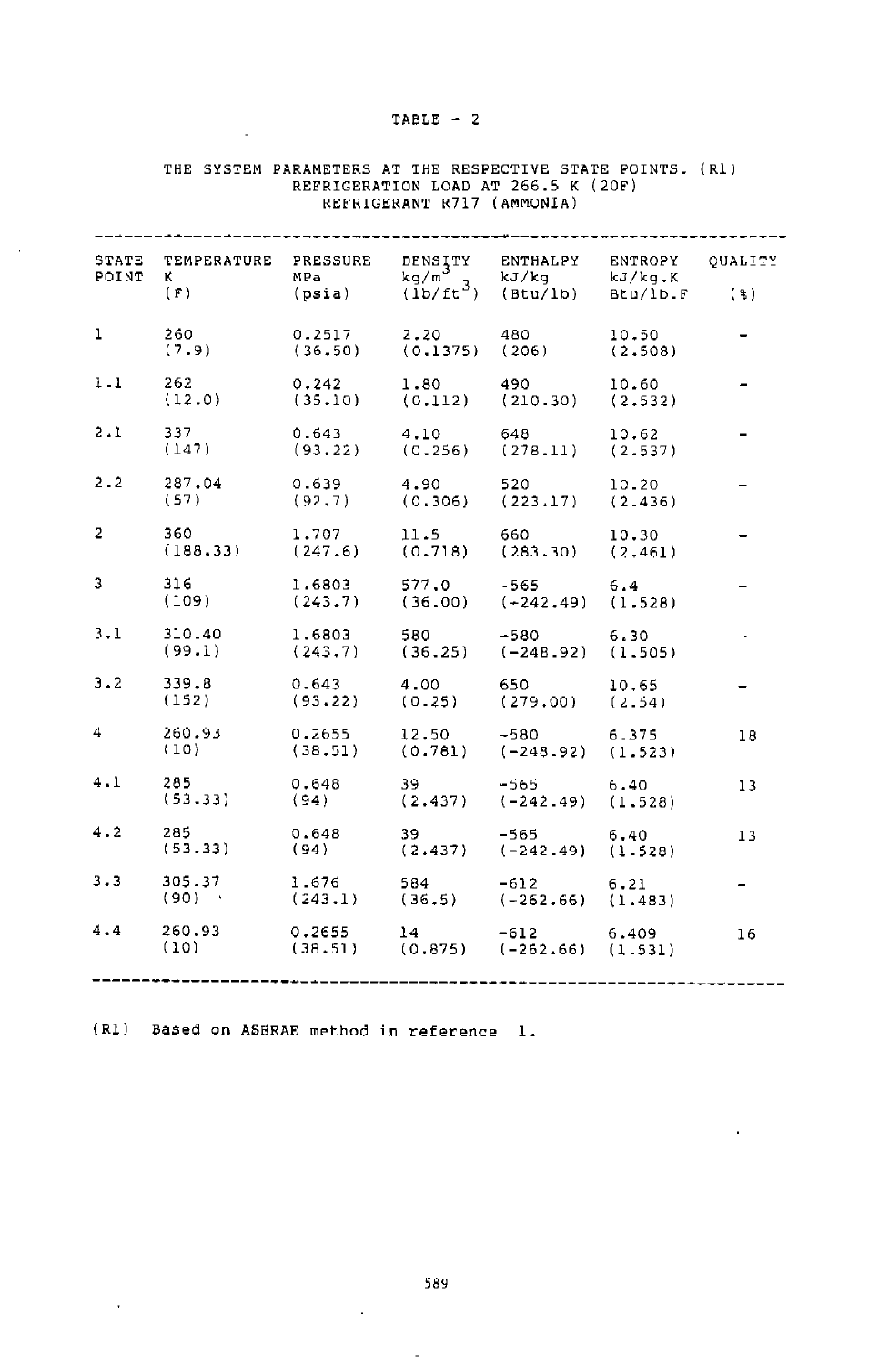TABLE - 2

THE SYSTEM PARAMETERS AT THE RESPECTIVE STATE POINTS. (R1)
REFRIGERATION LOAD AT 266.5 K (20F)
REFRIGERANT R717 (AMMONIA)

| STATE POINT | TEMPERATURE K (F) | PRESSURE MPa (psia) | DENSITY $kg/m^3$ $(lb/ft^3)$ | ENTHALPY kJ/kg (Btu/lb) | ENTROPY kJ/kg.K Btu/lb.F | QUALITY (%) |
|---|---|---|---|---|---|---|
| 1 | 260 (7.9) | 0.2517 (36.50) | 2.20 (0.1375) | 480 (206) | 10.50 (2.508) | - |
| 1.1 | 262 (12.0) | 0.242 (35.10) | 1.80 (0.112) | 490 (210.30) | 10.60 (2.532) | - |
| 2.1 | 337 (147) | 0.643 (93.22) | 4.10 (0.256) | 648 (278.11) | 10.62 (2.537) | - |
| 2.2 | 287.04 (57) | 0.639 (92.7) | 4.90 (0.306) | 520 (223.17) | 10.20 (2.436) | - |
| 2 | 360 (188.33) | 1.707 (247.6) | 11.5 (0.718) | 660 (283.30) | 10.30 (2.461) | - |
| 3 | 316 (109) | 1.6803 (243.7) | 577.0 (36.00) | -565 (-242.49) | 6.4 (1.528) | - |
| 3.1 | 310.40 (99.1) | 1.6803 (243.7) | 580 (36.25) | -580 (-248.92) | 6.30 (1.505) | - |
| 3.2 | 339.8 (152) | 0.643 (93.22) | 4.00 (0.25) | 650 (279.00) | 10.65 (2.54) | - |
| 4 | 260.93 (10) | 0.2655 (38.51) | 12.50 (0.781) | -580 (-248.92) | 6.375 (1.523) | 18 |
| 4.1 | 285 (53.33) | 0.648 (94) | 39 (2.437) | -565 (-242.49) | 6.40 (1.528) | 13 |
| 4.2 | 285 (53.33) | 0.648 (94) | 39 (2.437) | -565 (-242.49) | 6.40 (1.528) | 13 |
| 3.3 | 305.37 (90) | 1.676 (243.1) | 584 (36.5) | -612 (-262.66) | 6.21 (1.483) | - |
| 4.4 | 260.93 (10) | 0.2655 (38.51) | 14 (0.875) | -612 (-262.66) | 6.409 (1.531) | 16 |

(R1) Based on ASHRAE method in reference 1.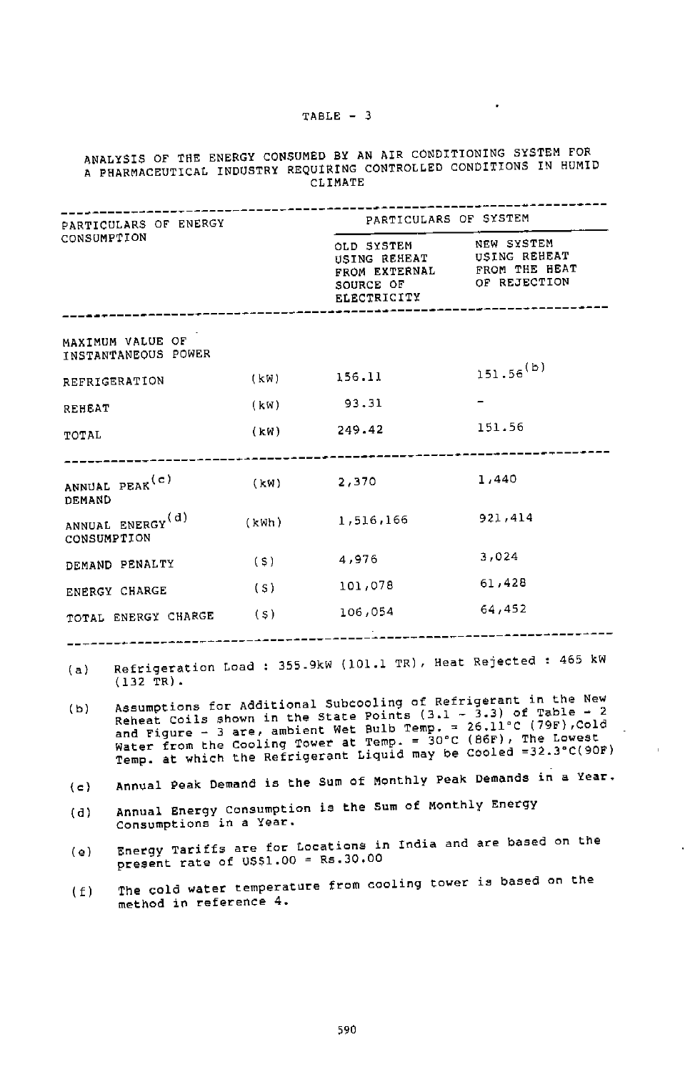TABLE - 3

ANALYSIS OF THE ENERGY CONSUMED BY AN AIR CONDITIONING SYSTEM FOR A PHARMACEUTICAL INDUSTRY REQUIRING CONTROLLED CONDITIONS IN HUMID CLIMATE

| PARTICULARS OF ENERGY CONSUMPTION | | PARTICULARS OF SYSTEM | |
|---|---|---|---|
| | | OLD SYSTEM USING REHEAT FROM EXTERNAL SOURCE OF ELECTRICITY | NEW SYSTEM USING REHEAT FROM THE HEAT OF REJECTION |
| MAXIMUM VALUE OF INSTANTANEOUS POWER | | | |
| REFRIGERATION | (kW) | 156.11 | 151.56[b] |
| REHEAT | (kW) | 93.31 | - |
| TOTAL | (kW) | 249.42 | 151.56 |
| ANNUAL PEAK[c] DEMAND | (kW) | 2,370 | 1,440 |
| ANNUAL ENERGY[d] CONSUMPTION | (kWh) | 1,516,166 | 921,414 |
| DEMAND PENALTY | ($) | 4,976 | 3,024 |
| ENERGY CHARGE | ($) | 101,078 | 61,428 |
| TOTAL ENERGY CHARGE | ($) | 106,054 | 64,452 |

(a) Refrigeration Load : 355.9kW (101.1 TR), Heat Rejected : 465 kW (132 TR).

(b) Assumptions for Additional Subcooling of Refrigerant in the New Reheat Coils shown in the State Points (3.1 - 3.3) of Table - 2 and Figure - 3 are, ambient Wet Bulb Temp. = 26.11°C (79F), Cold Water from the Cooling Tower at Temp. = 30°C (86F), The Lowest Temp. at which the Refrigerant Liquid may be Cooled =32.3°C(90F)

(c) Annual Peak Demand is the Sum of Monthly Peak Demands in a Year.

(d) Annual Energy Consumption is the Sum of Monthly Energy Consumptions in a Year.

(e) Energy Tariffs are for Locations in India and are based on the present rate of US$1.00 = Rs.30.00

(f) The cold water temperature from cooling tower is based on the method in reference 4.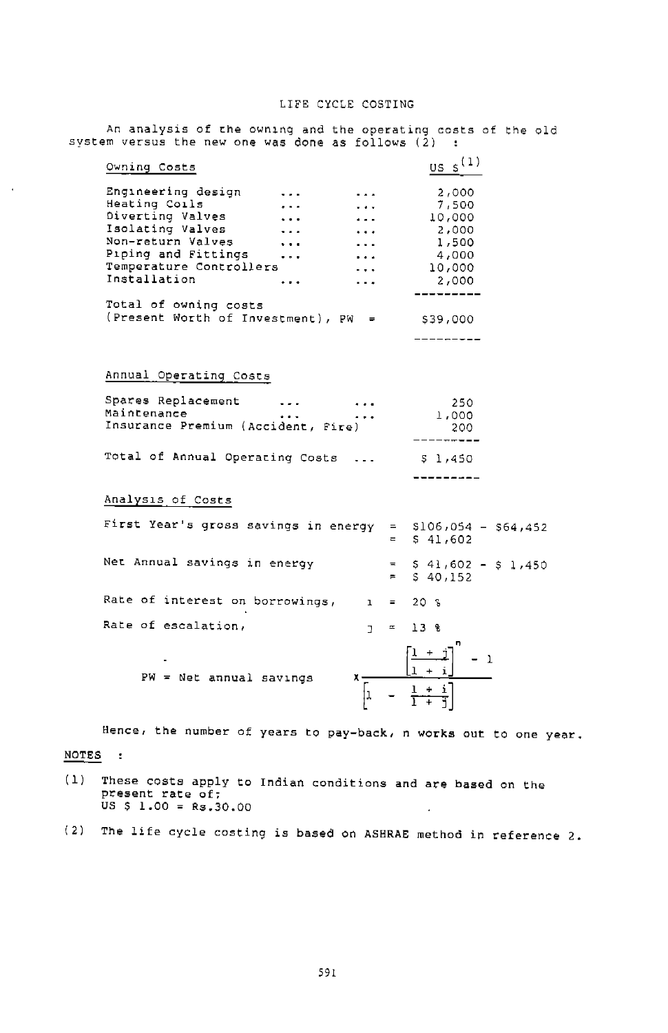## LIFE CYCLE COSTING

An analysis of the owning and the operating costs of the old system versus the new one was done as follows (2) :

| Owning Costs | US $[1] |
|---|---|
| Engineering design ... ... | 2,000 |
| Heating Coils ... ... | 7,500 |
| Diverting Valves ... ... | 10,000 |
| Isolating Valves ... ... | 2,000 |
| Non-return Valves ... ... | 1,500 |
| Piping and Fittings ... ... | 4,000 |
| Temperature Controllers ... | 10,000 |
| Installation ... ... | 2,000 |
| Total of owning costs (Present Worth of Investment), PW = | $39,000 |

| Annual Operating Costs | |
|---|---|
| Spares Replacement ... ... | 250 |
| Maintenance ... ... | 1,000 |
| Insurance Premium (Accident, Fire) | 200 |
| Total of Annual Operating Costs ... | $ 1,450 |

### Analysis of Costs

First Year's gross savings in energy = $106,054 - $64,452 = $ 41,602

Net Annual savings in energy = $ 41,602 - $ 1,450 = $ 40,152

Rate of interest on borrowings, $i$ = 20 %

Rate of escalation, $j$ = 13 %

$$PW = \text{Net annual savings} \times \frac{\left[\frac{1 + j}{1 + i}\right]^n - 1}{\left[1 - \frac{1 + i}{1 + j}\right]}$$

Hence, the number of years to pay-back, n works out to one year.

**NOTES** :

(1) These costs apply to Indian conditions and are based on the present rate of: US $ 1.00 = Rs.30.00

(2) The life cycle costing is based on ASHRAE method in reference 2.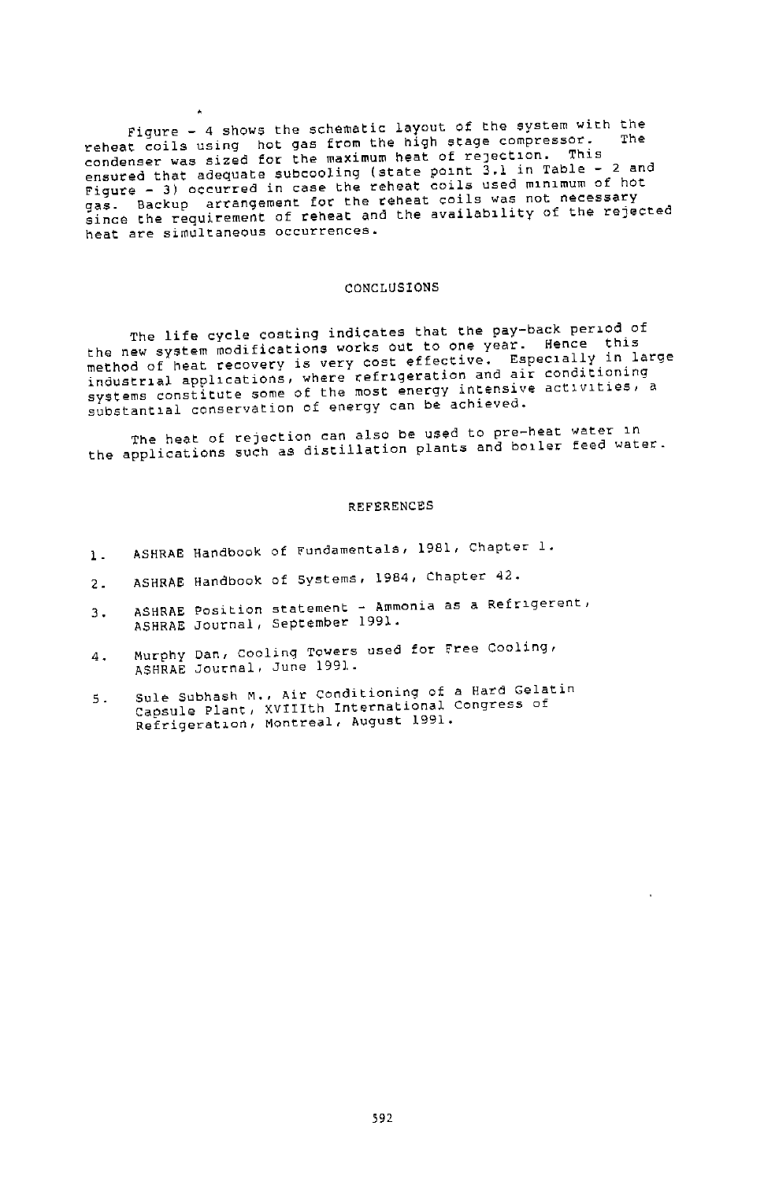Figure - 4 shows the schematic layout of the system with the reheat coils using hot gas from the high stage compressor. The condenser was sized for the maximum heat of rejection. This ensured that adequate subcooling (state point 3.1 in Table - 2 and Figure - 3) occurred in case the reheat coils used minimum of hot gas. Backup arrangement for the reheat coils was not necessary since the requirement of reheat and the availability of the rejected heat are simultaneous occurrences.

## CONCLUSIONS

The life cycle costing indicates that the pay-back period of the new system modifications works out to one year. Hence this method of heat recovery is very cost effective. Especially in large industrial applications, where refrigeration and air conditioning systems constitute some of the most energy intensive activities, a substantial conservation of energy can be achieved.

The heat of rejection can also be used to pre-heat water in the applications such as distillation plants and boiler feed water.

## REFERENCES

1. ASHRAE Handbook of Fundamentals, 1981, Chapter 1.
2. ASHRAE Handbook of Systems, 1984, Chapter 42.
3. ASHRAE Position statement - Ammonia as a Refrigerent, ASHRAE Journal, September 1991.
4. Murphy Dan, Cooling Towers used for Free Cooling, ASHRAE Journal, June 1991.
5. Sule Subhash M., Air Conditioning of a Hard Gelatin Capsule Plant, XVIIIth International Congress of Refrigeration, Montreal, August 1991.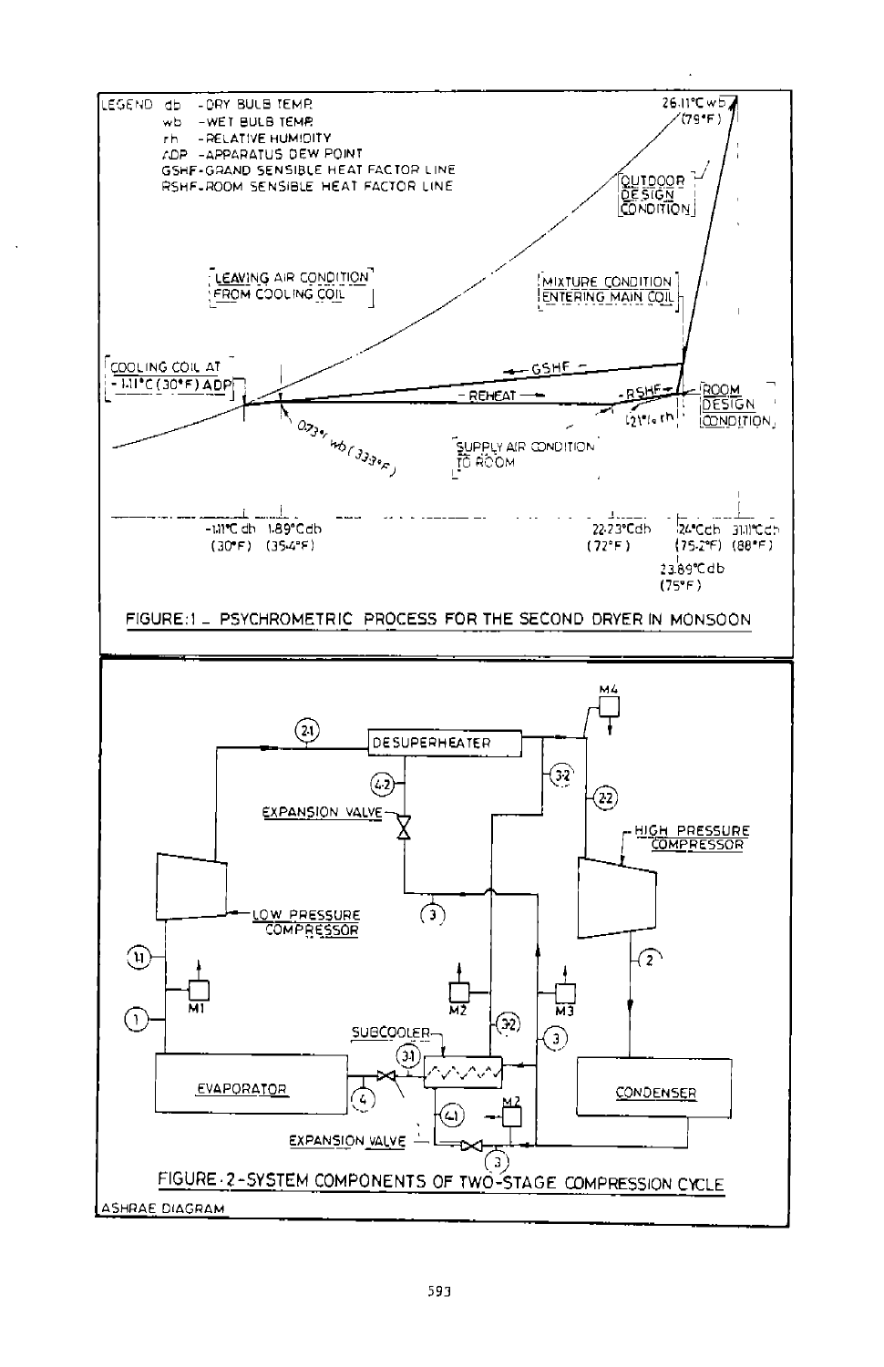LEGEND db - DRY BULB TEMP.
wb - WET BULB TEMP.
rh - RELATIVE HUMIDITY
ADP - APPARATUS DEW POINT
GSHF - GRAND SENSIBLE HEAT FACTOR LINE
RSHF - ROOM SENSIBLE HEAT FACTOR LINE

26.11°C wb (79°F)

OUTDOOR DESIGN CONDITION

LEAVING AIR CONDITION FROM COOLING COIL

MIXTURE CONDITION ENTERING MAIN COIL

COOLING COIL AT -1.11°C (30°F) ADP

GSHF

REHEAT

RSHF

ROOM DESIGN CONDITION

21% rh

0.73°C wb (33.3°F)

SUPPLY AIR CONDITION TO ROOM

-1.11°C db (30°F) 1.89°C db (35.4°F) 22.23°C db (72°F) 24°C db (75.2°F) 31.11°C db (88°F) 23.89°C db (75°F)

FIGURE:1 _ PSYCHROMETRIC PROCESS FOR THE SECOND DRYER IN MONSOON

M4

2.1 DESUPERHEATER

4.2 3.2

EXPANSION VALVE

2.2

HIGH PRESSURE COMPRESSOR

3

LOW PRESSURE COMPRESSOR

1.1 2

1 M1 M2 M3

3.2

SUBCOOLER 3

3.1

EVAPORATOR 4 CONDENSER

4.1 M2

EXPANSION VALVE 3

FIGURE-2-SYSTEM COMPONENTS OF TWO-STAGE COMPRESSION CYCLE

ASHRAE DIAGRAM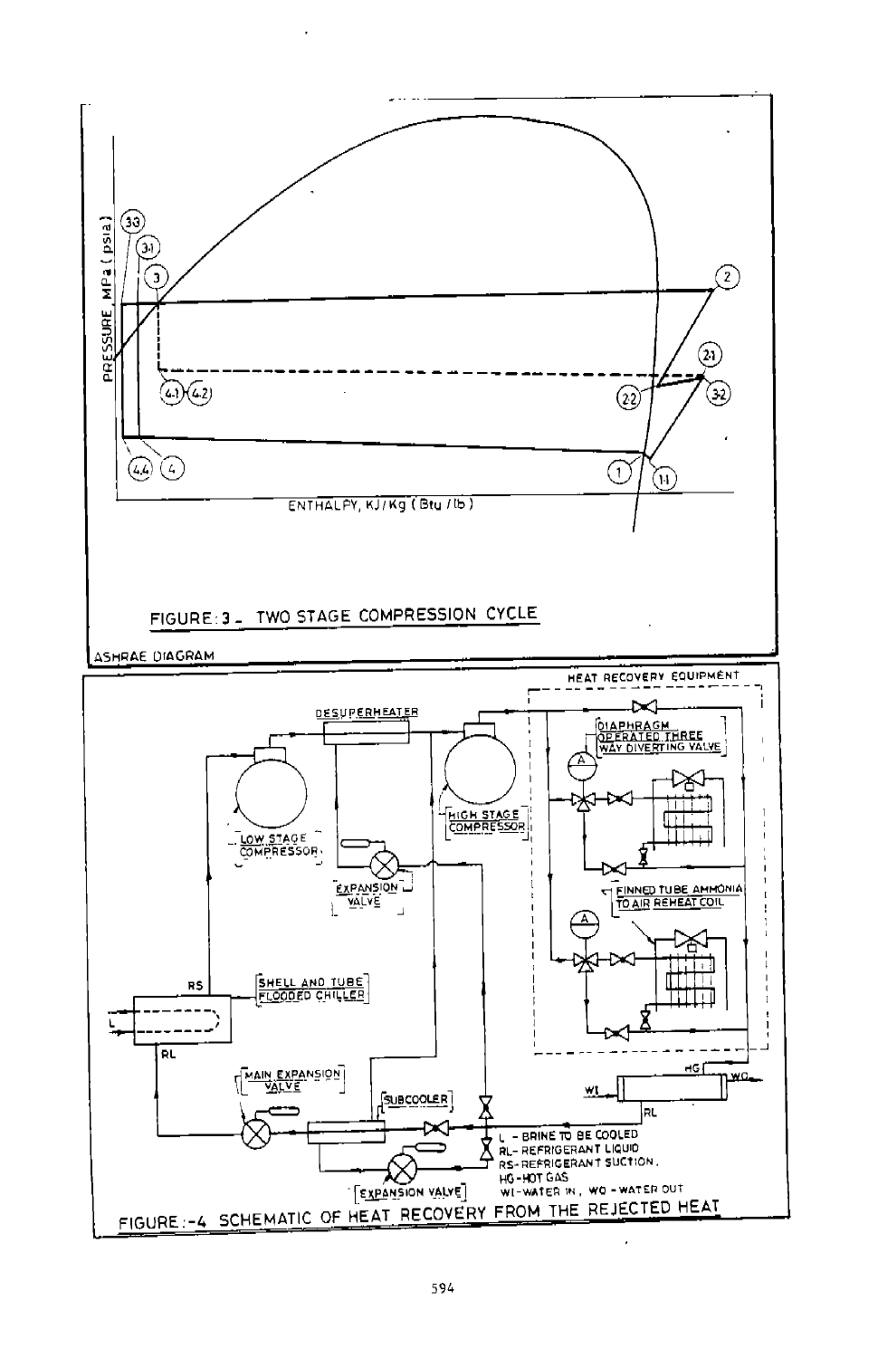PRESSURE, MPa (psia)

3.3

3.1

3

2

2.1

4.1 4.2

2.2

3.2

4.4 4

1 1.1

ENTHALPY, KJ/Kg (Btu/lb)

FIGURE: 3 - TWO STAGE COMPRESSION CYCLE

ASHRAE DIAGRAM

HEAT RECOVERY EQUIPMENT

DESUPERHEATER

DIAPHRAGM OPERATED THREE WAY DIVERTING VALVE

A

HIGH STAGE COMPRESSOR

LOW STAGE COMPRESSOR

EXPANSION VALVE

FINNED TUBE AMMONIA TO AIR REHEAT COIL

A

RS

SHELL AND TUBE FLOODED CHILLER

L

RL

HG

MAIN EXPANSION VALVE

WI

WO

RL

SUBCOOLER

L - BRINE TO BE COOLED

RL - REFRIGERANT LIQUID

RS - REFRIGERANT SUCTION.

HG - HOT GAS

EXPANSION VALVE

WI - WATER IN, WO - WATER OUT

FIGURE:-4 SCHEMATIC OF HEAT RECOVERY FROM THE REJECTED HEAT